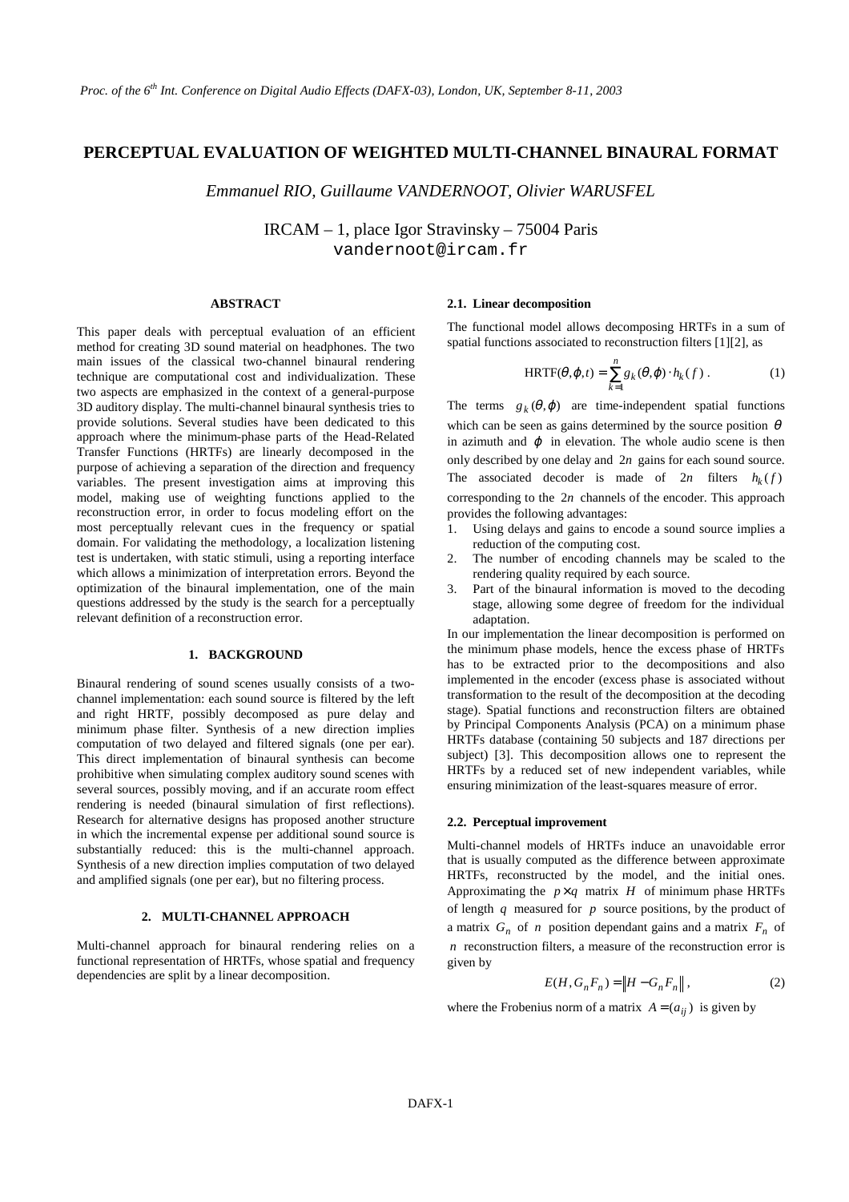# PERCEPTUAL EVALUATION OF WEIGHTED MULTI-CHANNEL BINAURAL FORMAT

*Emmanuel RIO, Guillaume VANDERNOOT, Olivier WARUSFEL*

IRCAM – 1, place Igor Stravinsky – 75004 Paris
vandernoot@ircam.fr

## ABSTRACT

This paper deals with perceptual evaluation of an efficient method for creating 3D sound material on headphones. The two main issues of the classical two-channel binaural rendering technique are computational cost and individualization. These two aspects are emphasized in the context of a general-purpose 3D auditory display. The multi-channel binaural synthesis tries to provide solutions. Several studies have been dedicated to this approach where the minimum-phase parts of the Head-Related Transfer Functions (HRTFs) are linearly decomposed in the purpose of achieving a separation of the direction and frequency variables. The present investigation aims at improving this model, making use of weighting functions applied to the reconstruction error, in order to focus modeling effort on the most perceptually relevant cues in the frequency or spatial domain. For validating the methodology, a localization listening test is undertaken, with static stimuli, using a reporting interface which allows a minimization of interpretation errors. Beyond the optimization of the binaural implementation, one of the main questions addressed by the study is the search for a perceptually relevant definition of a reconstruction error.

## 1. BACKGROUND

Binaural rendering of sound scenes usually consists of a two-channel implementation: each sound source is filtered by the left and right HRTF, possibly decomposed as pure delay and minimum phase filter. Synthesis of a new direction implies computation of two delayed and filtered signals (one per ear). This direct implementation of binaural synthesis can become prohibitive when simulating complex auditory sound scenes with several sources, possibly moving, and if an accurate room effect rendering is needed (binaural simulation of first reflections). Research for alternative designs has proposed another structure in which the incremental expense per additional sound source is substantially reduced: this is the multi-channel approach. Synthesis of a new direction implies computation of two delayed and amplified signals (one per ear), but no filtering process.

## 2. MULTI-CHANNEL APPROACH

Multi-channel approach for binaural rendering relies on a functional representation of HRTFs, whose spatial and frequency dependencies are split by a linear decomposition.

### 2.1. Linear decomposition

The functional model allows decomposing HRTFs in a sum of spatial functions associated to reconstruction filters [1][2], as

$$\mathrm{HRTF}(\theta,\varphi,t) = \sum_{k=1}^{n} g_k(\theta,\varphi)\cdot h_k(f)\,. \quad (1)$$

The terms $g_k(\theta,\varphi)$ are time-independent spatial functions which can be seen as gains determined by the source position $\theta$ in azimuth and $\varphi$ in elevation. The whole audio scene is then only described by one delay and $2n$ gains for each sound source. The associated decoder is made of $2n$ filters $h_k(f)$ corresponding to the $2n$ channels of the encoder. This approach provides the following advantages:

1. Using delays and gains to encode a sound source implies a reduction of the computing cost.
2. The number of encoding channels may be scaled to the rendering quality required by each source.
3. Part of the binaural information is moved to the decoding stage, allowing some degree of freedom for the individual adaptation.

In our implementation the linear decomposition is performed on the minimum phase models, hence the excess phase of HRTFs has to be extracted prior to the decompositions and also implemented in the encoder (excess phase is associated without transformation to the result of the decomposition at the decoding stage). Spatial functions and reconstruction filters are obtained by Principal Components Analysis (PCA) on a minimum phase HRTFs database (containing 50 subjects and 187 directions per subject) [3]. This decomposition allows one to represent the HRTFs by a reduced set of new independent variables, while ensuring minimization of the least-squares measure of error.

### 2.2. Perceptual improvement

Multi-channel models of HRTFs induce an unavoidable error that is usually computed as the difference between approximate HRTFs, reconstructed by the model, and the initial ones. Approximating the $p\times q$ matrix $H$ of minimum phase HRTFs of length $q$ measured for $p$ source positions, by the product of a matrix $G_n$ of $n$ position dependant gains and a matrix $F_n$ of $n$ reconstruction filters, a measure of the reconstruction error is given by

$$E(H, G_n F_n) = \left\| H - G_n F_n \right\|, \quad (2)$$

where the Frobenius norm of a matrix $A = (a_{ij})$ is given by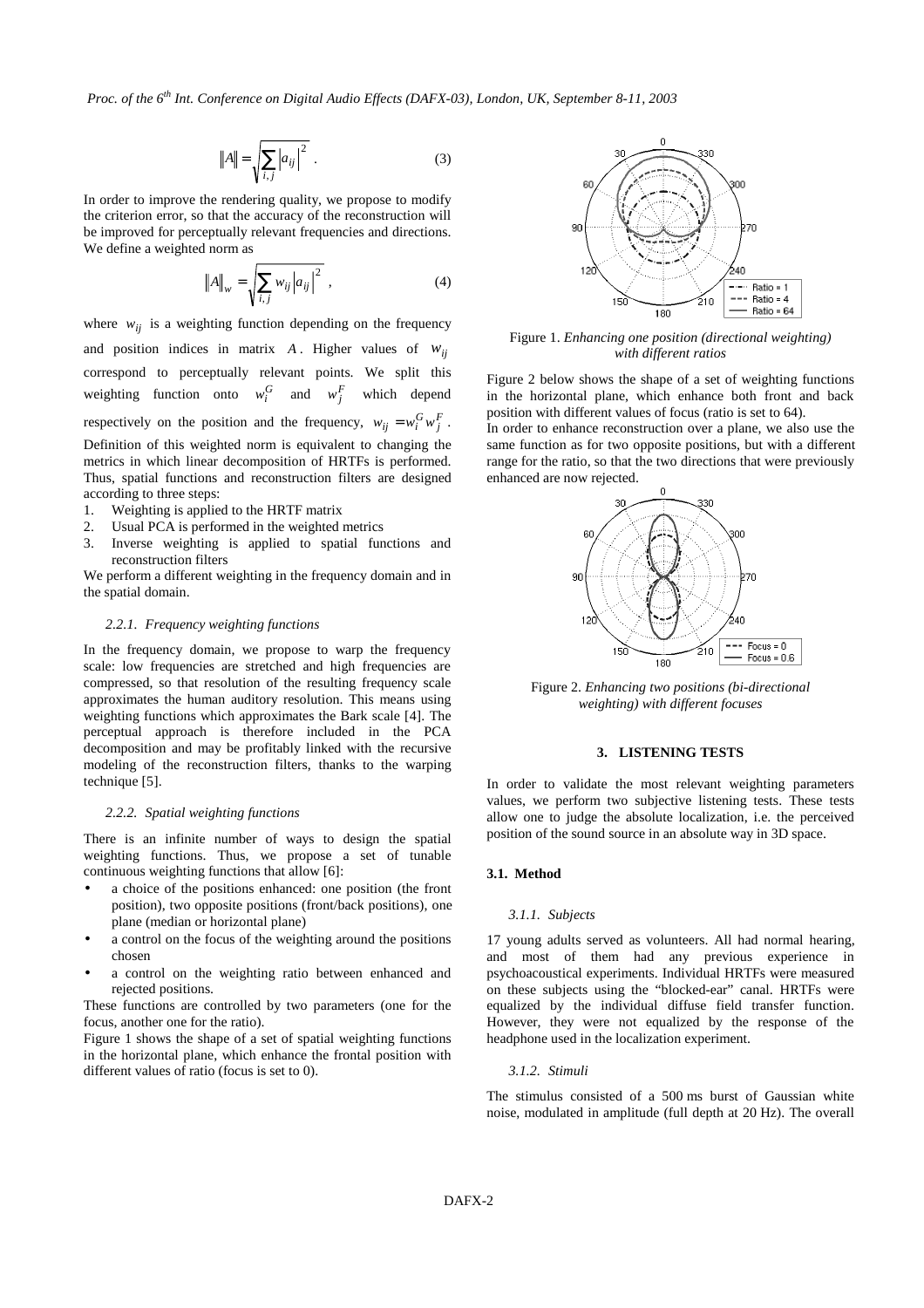$$\|A\| = \sqrt{\sum_{i,j} |a_{ij}|^2} \quad . \tag{3}$$

In order to improve the rendering quality, we propose to modify the criterion error, so that the accuracy of the reconstruction will be improved for perceptually relevant frequencies and directions. We define a weighted norm as

$$\|A\|_w = \sqrt{\sum_{i,j} w_{ij} |a_{ij}|^2} \quad , \tag{4}$$

where $w_{ij}$ is a weighting function depending on the frequency and position indices in matrix $A$. Higher values of $w_{ij}$ correspond to perceptually relevant points. We split this weighting function onto $w_i^G$ and $w_j^F$ which depend respectively on the position and the frequency, $w_{ij} = w_i^G w_j^F$.

Definition of this weighted norm is equivalent to changing the metrics in which linear decomposition of HRTFs is performed. Thus, spatial functions and reconstruction filters are designed according to three steps:

1. Weighting is applied to the HRTF matrix
2. Usual PCA is performed in the weighted metrics
3. Inverse weighting is applied to spatial functions and reconstruction filters

We perform a different weighting in the frequency domain and in the spatial domain.

#### 2.2.1. *Frequency weighting functions*

In the frequency domain, we propose to warp the frequency scale: low frequencies are stretched and high frequencies are compressed, so that resolution of the resulting frequency scale approximates the human auditory resolution. This means using weighting functions which approximates the Bark scale [4]. The perceptual approach is therefore included in the PCA decomposition and may be profitably linked with the recursive modeling of the reconstruction filters, thanks to the warping technique [5].

#### 2.2.2. *Spatial weighting functions*

There is an infinite number of ways to design the spatial weighting functions. Thus, we propose a set of tunable continuous weighting functions that allow [6]:

- a choice of the positions enhanced: one position (the front position), two opposite positions (front/back positions), one plane (median or horizontal plane)
- a control on the focus of the weighting around the positions chosen
- a control on the weighting ratio between enhanced and rejected positions.

These functions are controlled by two parameters (one for the focus, another one for the ratio).

Figure 1 shows the shape of a set of spatial weighting functions in the horizontal plane, which enhance the frontal position with different values of ratio (focus is set to 0).

Figure 1. *Enhancing one position (directional weighting) with different ratios*

Figure 2 below shows the shape of a set of weighting functions in the horizontal plane, which enhance both front and back position with different values of focus (ratio is set to 64).

In order to enhance reconstruction over a plane, we also use the same function as for two opposite positions, but with a different range for the ratio, so that the two directions that were previously enhanced are now rejected.

Figure 2. *Enhancing two positions (bi-directional weighting) with different focuses*

## 3. LISTENING TESTS

In order to validate the most relevant weighting parameters values, we perform two subjective listening tests. These tests allow one to judge the absolute localization, i.e. the perceived position of the sound source in an absolute way in 3D space.

### 3.1. Method

#### 3.1.1. *Subjects*

17 young adults served as volunteers. All had normal hearing, and most of them had any previous experience in psychoacoustical experiments. Individual HRTFs were measured on these subjects using the "blocked-ear" canal. HRTFs were equalized by the individual diffuse field transfer function. However, they were not equalized by the response of the headphone used in the localization experiment.

#### 3.1.2. *Stimuli*

The stimulus consisted of a 500 ms burst of Gaussian white noise, modulated in amplitude (full depth at 20 Hz). The overall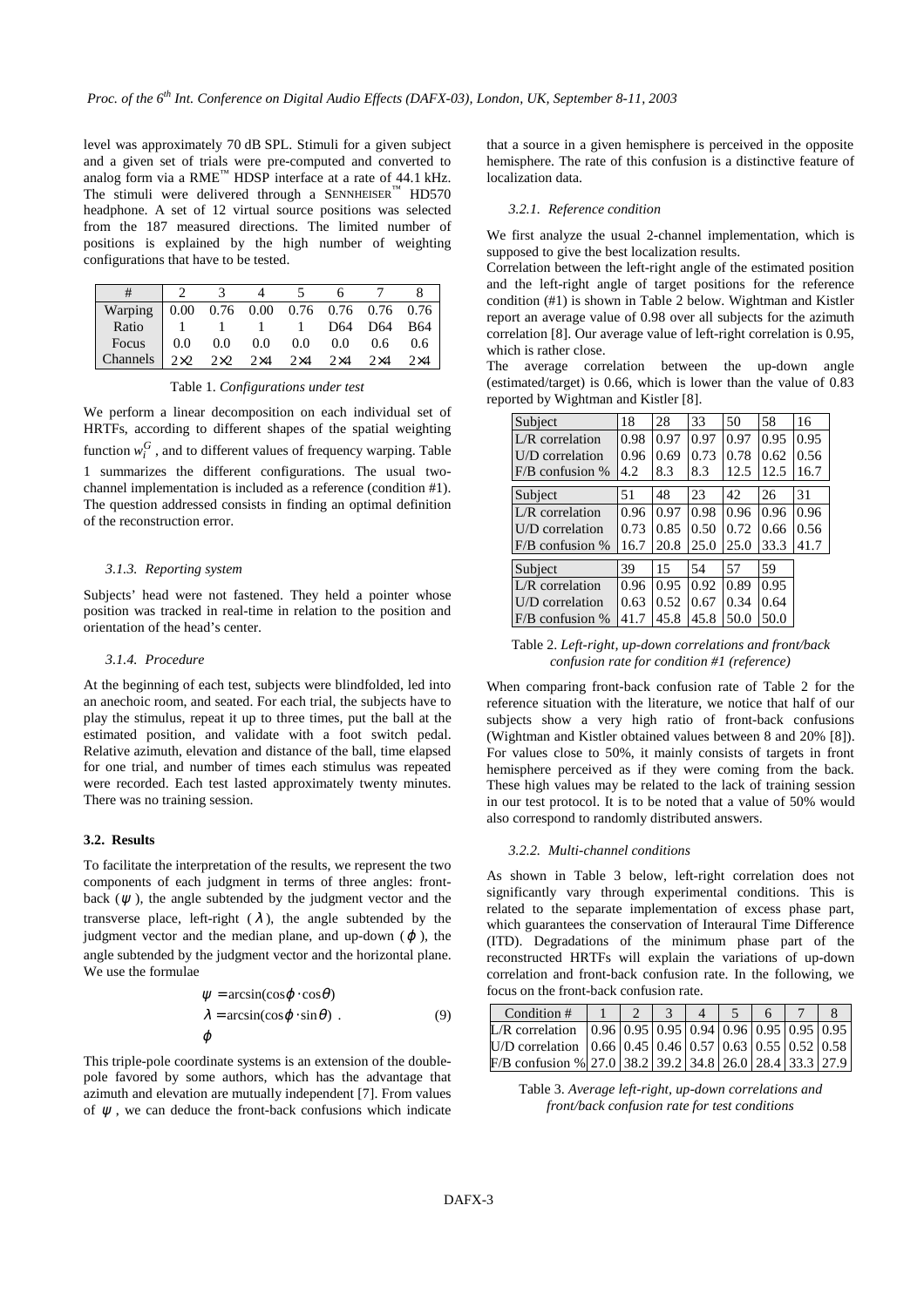level was approximately 70 dB SPL. Stimuli for a given subject and a given set of trials were pre-computed and converted to analog form via a RME™ HDSP interface at a rate of 44.1 kHz. The stimuli were delivered through a SENNHEISER™ HD570 headphone. A set of 12 virtual source positions was selected from the 187 measured directions. The limited number of positions is explained by the high number of weighting configurations that have to be tested.

| # | 2 | 3 | 4 | 5 | 6 | 7 | 8 |
|---|---|---|---|---|---|---|---|
| Warping | 0.00 | 0.76 | 0.00 | 0.76 | 0.76 | 0.76 | 0.76 |
| Ratio | 1 | 1 | 1 | 1 | D64 | D64 | B64 |
| Focus | 0.0 | 0.0 | 0.0 | 0.0 | 0.0 | 0.6 | 0.6 |
| Channels | 2×2 | 2×2 | 2×4 | 2×4 | 2×4 | 2×4 | 2×4 |

Table 1. *Configurations under test*

We perform a linear decomposition on each individual set of HRTFs, according to different shapes of the spatial weighting function $w_i^G$, and to different values of frequency warping. Table 1 summarizes the different configurations. The usual two-channel implementation is included as a reference (condition #1). The question addressed consists in finding an optimal definition of the reconstruction error.

#### *3.1.3. Reporting system*

Subjects' head were not fastened. They held a pointer whose position was tracked in real-time in relation to the position and orientation of the head's center.

#### *3.1.4. Procedure*

At the beginning of each test, subjects were blindfolded, led into an anechoic room, and seated. For each trial, the subjects have to play the stimulus, repeat it up to three times, put the ball at the estimated position, and validate with a foot switch pedal. Relative azimuth, elevation and distance of the ball, time elapsed for one trial, and number of times each stimulus was repeated were recorded. Each test lasted approximately twenty minutes. There was no training session.

### 3.2. Results

To facilitate the interpretation of the results, we represent the two components of each judgment in terms of three angles: front-back ($\psi$), the angle subtended by the judgment vector and the transverse place, left-right ($\lambda$), the angle subtended by the judgment vector and the median plane, and up-down ($\varphi$), the angle subtended by the judgment vector and the horizontal plane. We use the formulae

$$\begin{aligned} \psi &= \arcsin(\cos\varphi \cdot \cos\theta) \\ \lambda &= \arcsin(\cos\varphi \cdot \sin\theta) \ . \\ \varphi & \end{aligned} \tag{9}$$

This triple-pole coordinate systems is an extension of the double-pole favored by some authors, which has the advantage that azimuth and elevation are mutually independent [7]. From values of $\psi$, we can deduce the front-back confusions which indicate that a source in a given hemisphere is perceived in the opposite hemisphere. The rate of this confusion is a distinctive feature of localization data.

#### *3.2.1. Reference condition*

We first analyze the usual 2-channel implementation, which is supposed to give the best localization results.

Correlation between the left-right angle of the estimated position and the left-right angle of target positions for the reference condition (#1) is shown in Table 2 below. Wightman and Kistler report an average value of 0.98 over all subjects for the azimuth correlation [8]. Our average value of left-right correlation is 0.95, which is rather close.

The average correlation between the up-down angle (estimated/target) is 0.66, which is lower than the value of 0.83 reported by Wightman and Kistler [8].

| Subject | 18 | 28 | 33 | 50 | 58 | 16 |
|---|---|---|---|---|---|---|
| L/R correlation | 0.98 | 0.97 | 0.97 | 0.97 | 0.95 | 0.95 |
| U/D correlation | 0.96 | 0.69 | 0.73 | 0.78 | 0.62 | 0.56 |
| F/B confusion % | 4.2 | 8.3 | 8.3 | 12.5 | 12.5 | 16.7 |
| **Subject** | 51 | 48 | 23 | 42 | 26 | 31 |
| L/R correlation | 0.96 | 0.97 | 0.98 | 0.96 | 0.96 | 0.96 |
| U/D correlation | 0.73 | 0.85 | 0.50 | 0.72 | 0.66 | 0.56 |
| F/B confusion % | 16.7 | 20.8 | 25.0 | 25.0 | 33.3 | 41.7 |
| **Subject** | 39 | 15 | 54 | 57 | 59 | |
| L/R correlation | 0.96 | 0.95 | 0.92 | 0.89 | 0.95 | |
| U/D correlation | 0.63 | 0.52 | 0.67 | 0.34 | 0.64 | |
| F/B confusion % | 41.7 | 45.8 | 45.8 | 50.0 | 50.0 | |

Table 2. *Left-right, up-down correlations and front/back confusion rate for condition #1 (reference)*

When comparing front-back confusion rate of Table 2 for the reference situation with the literature, we notice that half of our subjects show a very high ratio of front-back confusions (Wightman and Kistler obtained values between 8 and 20% [8]). For values close to 50%, it mainly consists of targets in front hemisphere perceived as if they were coming from the back. These high values may be related to the lack of training session in our test protocol. It is to be noted that a value of 50% would also correspond to randomly distributed answers.

#### *3.2.2. Multi-channel conditions*

As shown in Table 3 below, left-right correlation does not significantly vary through experimental conditions. This is related to the separate implementation of excess phase part, which guarantees the conservation of Interaural Time Difference (ITD). Degradations of the minimum phase part of the reconstructed HRTFs will explain the variations of up-down correlation and front-back confusion rate. In the following, we focus on the front-back confusion rate.

| Condition # | 1 | 2 | 3 | 4 | 5 | 6 | 7 | 8 |
|---|---|---|---|---|---|---|---|---|
| L/R correlation | 0.96 | 0.95 | 0.95 | 0.94 | 0.96 | 0.95 | 0.95 | 0.95 |
| U/D correlation | 0.66 | 0.45 | 0.46 | 0.57 | 0.63 | 0.55 | 0.52 | 0.58 |
| F/B confusion % | 27.0 | 38.2 | 39.2 | 34.8 | 26.0 | 28.4 | 33.3 | 27.9 |

Table 3. *Average left-right, up-down correlations and front/back confusion rate for test conditions*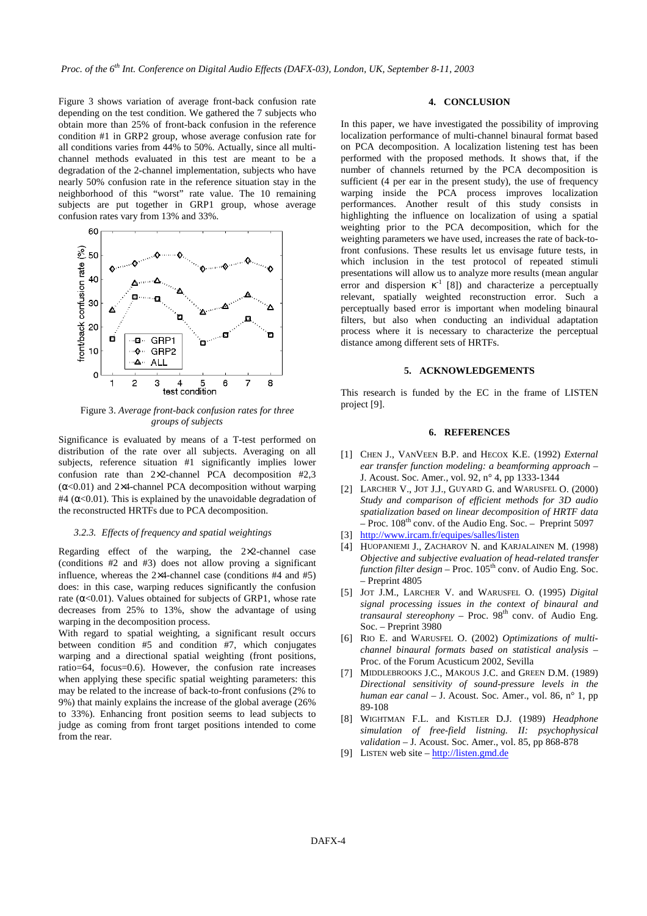Figure 3 shows variation of average front-back confusion rate depending on the test condition. We gathered the 7 subjects who obtain more than 25% of front-back confusion in the reference condition #1 in GRP2 group, whose average confusion rate for all conditions varies from 44% to 50%. Actually, since all multi-channel methods evaluated in this test are meant to be a degradation of the 2-channel implementation, subjects who have nearly 50% confusion rate in the reference situation stay in the neighborhood of this "worst" rate value. The 10 remaining subjects are put together in GRP1 group, whose average confusion rates vary from 13% and 33%.

front/back confusion rate (%)
60
50
40
30
20
10
0
1 2 3 4 5 6 7 8
test condition
GRP1
GRP2
ALL

Figure 3. *Average front-back confusion rates for three groups of subjects*

Significance is evaluated by means of a T-test performed on distribution of the rate over all subjects. Averaging on all subjects, reference situation #1 significantly implies lower confusion rate than 2×2-channel PCA decomposition #2,3 ($\alpha<0.01$) and 2×4-channel PCA decomposition without warping #4 ($\alpha<0.01$). This is explained by the unavoidable degradation of the reconstructed HRTFs due to PCA decomposition.

#### 3.2.3. Effects of frequency and spatial weightings

Regarding effect of the warping, the 2×2-channel case (conditions #2 and #3) does not allow proving a significant influence, whereas the 2×4-channel case (conditions #4 and #5) does: in this case, warping reduces significantly the confusion rate ($\alpha<0.01$). Values obtained for subjects of GRP1, whose rate decreases from 25% to 13%, show the advantage of using warping in the decomposition process.

With regard to spatial weighting, a significant result occurs between condition #5 and condition #7, which conjugates warping and a directional spatial weighting (front positions, ratio=64, focus=0.6). However, the confusion rate increases when applying these specific spatial weighting parameters: this may be related to the increase of back-to-front confusions (2% to 9%) that mainly explains the increase of the global average (26% to 33%). Enhancing front position seems to lead subjects to judge as coming from front target positions intended to come from the rear.

## 4. CONCLUSION

In this paper, we have investigated the possibility of improving localization performance of multi-channel binaural format based on PCA decomposition. A localization listening test has been performed with the proposed methods. It shows that, if the number of channels returned by the PCA decomposition is sufficient (4 per ear in the present study), the use of frequency warping inside the PCA process improves localization performances. Another result of this study consists in highlighting the influence on localization of using a spatial weighting prior to the PCA decomposition, which for the weighting parameters we have used, increases the rate of back-to-front confusions. These results let us envisage future tests, in which inclusion in the test protocol of repeated stimuli presentations will allow us to analyze more results (mean angular error and dispersion $\kappa^{-1}$ [8]) and characterize a perceptually relevant, spatially weighted reconstruction error. Such a perceptually based error is important when modeling binaural filters, but also when conducting an individual adaptation process where it is necessary to characterize the perceptual distance among different sets of HRTFs.

## 5. ACKNOWLEDGEMENTS

This research is funded by the EC in the frame of LISTEN project [9].

## 6. REFERENCES

[1] CHEN J., VANVEEN B.P. and HECOX K.E. (1992) *External ear transfer function modeling: a beamforming approach* – J. Acoust. Soc. Amer., vol. 92, n° 4, pp 1333-1344

[2] LARCHER V., JOT J.J., GUYARD G. and WARUSFEL O. (2000) *Study and comparison of efficient methods for 3D audio spatialization based on linear decomposition of HRTF data* – Proc. 108th conv. of the Audio Eng. Soc. – Preprint 5097

[3] http://www.ircam.fr/equipes/salles/listen

[4] HUOPANIEMI J., ZACHAROV N. and KARJALAINEN M. (1998) *Objective and subjective evaluation of head-related transfer function filter design* – Proc. 105th conv. of Audio Eng. Soc. – Preprint 4805

[5] JOT J.M., LARCHER V. and WARUSFEL O. (1995) *Digital signal processing issues in the context of binaural and transaural stereophony* – Proc. 98th conv. of Audio Eng. Soc. – Preprint 3980

[6] RIO E. and WARUSFEL O. (2002) *Optimizations of multi-channel binaural formats based on statistical analysis* – Proc. of the Forum Acusticum 2002, Sevilla

[7] MIDDLEBROOKS J.C., MAKOUS J.C. and GREEN D.M. (1989) *Directional sensitivity of sound-pressure levels in the human ear canal* – J. Acoust. Soc. Amer., vol. 86, n° 1, pp 89-108

[8] WIGHTMAN F.L. and KISTLER D.J. (1989) *Headphone simulation of free-field listning. II: psychophysical validation* – J. Acoust. Soc. Amer., vol. 85, pp 868-878

[9] LISTEN web site – http://listen.gmd.de